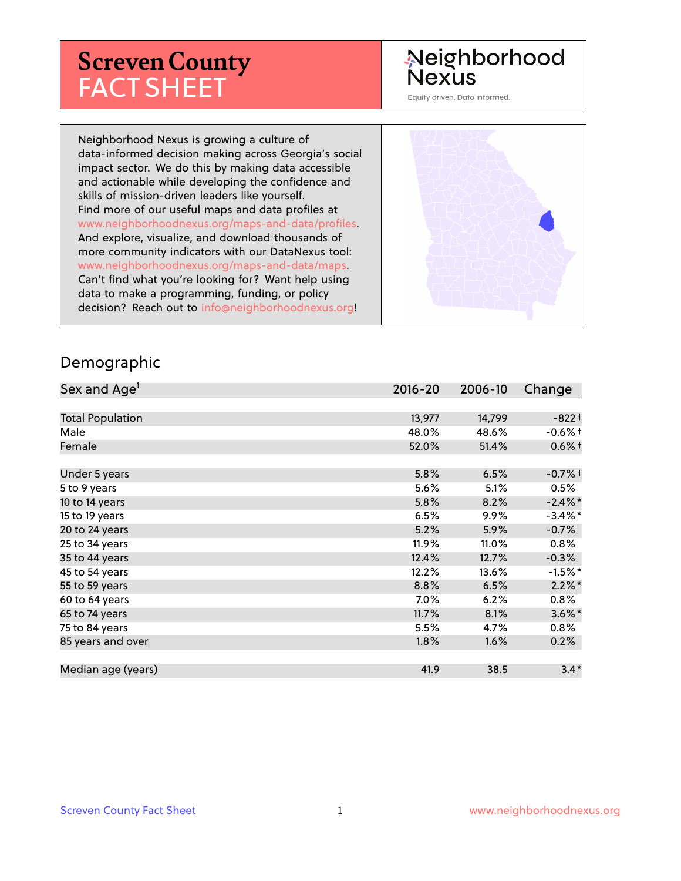# Screven County FACT SHEET

Neighborhood Nexus

Equity driven. Data informed.

Neighborhood Nexus is growing a culture of data-informed decision making across Georgia's social impact sector. We do this by making data accessible and actionable while developing the confidence and skills of mission-driven leaders like yourself. Find more of our useful maps and data profiles at www.neighborhoodnexus.org/maps-and-data/profiles. And explore, visualize, and download thousands of more community indicators with our DataNexus tool: www.neighborhoodnexus.org/maps-and-data/maps. Can't find what you're looking for? Want help using data to make a programming, funding, or policy decision? Reach out to info@neighborhoodnexus.org!

## Demographic

| Sex and Age[1] | 2016-20 | 2006-10 | Change |
|---|---|---|---|
| Total Population | 13,977 | 14,799 | -822 † |
| Male | 48.0% | 48.6% | -0.6% † |
| Female | 52.0% | 51.4% | 0.6% † |
| | | | |
| Under 5 years | 5.8% | 6.5% | -0.7% † |
| 5 to 9 years | 5.6% | 5.1% | 0.5% |
| 10 to 14 years | 5.8% | 8.2% | -2.4% * |
| 15 to 19 years | 6.5% | 9.9% | -3.4% * |
| 20 to 24 years | 5.2% | 5.9% | -0.7% |
| 25 to 34 years | 11.9% | 11.0% | 0.8% |
| 35 to 44 years | 12.4% | 12.7% | -0.3% |
| 45 to 54 years | 12.2% | 13.6% | -1.5% * |
| 55 to 59 years | 8.8% | 6.5% | 2.2% * |
| 60 to 64 years | 7.0% | 6.2% | 0.8% |
| 65 to 74 years | 11.7% | 8.1% | 3.6% * |
| 75 to 84 years | 5.5% | 4.7% | 0.8% |
| 85 years and over | 1.8% | 1.6% | 0.2% |
| | | | |
| Median age (years) | 41.9 | 38.5 | 3.4 * |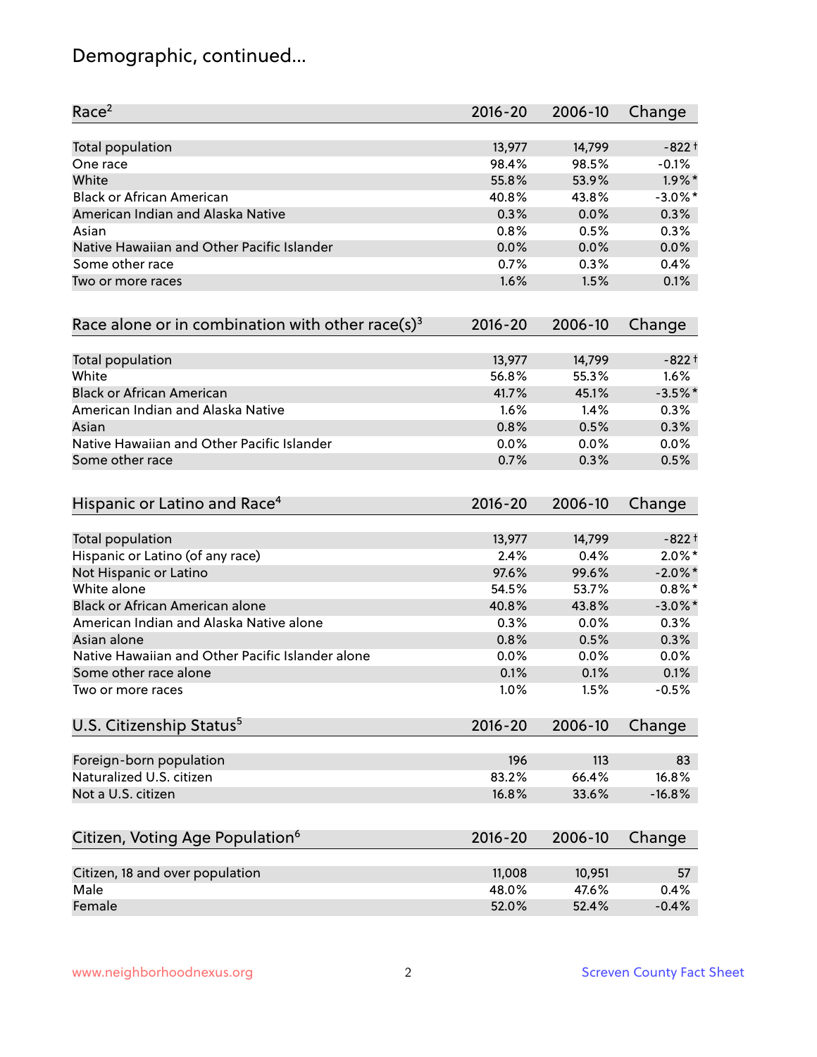# Demographic, continued...

| Race[2] | 2016-20 | 2006-10 | Change |
|---|---|---|---|
| Total population | 13,977 | 14,799 | -822† |
| One race | 98.4% | 98.5% | -0.1% |
| White | 55.8% | 53.9% | 1.9%* |
| Black or African American | 40.8% | 43.8% | -3.0%* |
| American Indian and Alaska Native | 0.3% | 0.0% | 0.3% |
| Asian | 0.8% | 0.5% | 0.3% |
| Native Hawaiian and Other Pacific Islander | 0.0% | 0.0% | 0.0% |
| Some other race | 0.7% | 0.3% | 0.4% |
| Two or more races | 1.6% | 1.5% | 0.1% |

| Race alone or in combination with other race(s)[3] | 2016-20 | 2006-10 | Change |
|---|---|---|---|
| Total population | 13,977 | 14,799 | -822† |
| White | 56.8% | 55.3% | 1.6% |
| Black or African American | 41.7% | 45.1% | -3.5%* |
| American Indian and Alaska Native | 1.6% | 1.4% | 0.3% |
| Asian | 0.8% | 0.5% | 0.3% |
| Native Hawaiian and Other Pacific Islander | 0.0% | 0.0% | 0.0% |
| Some other race | 0.7% | 0.3% | 0.5% |

| Hispanic or Latino and Race[4] | 2016-20 | 2006-10 | Change |
|---|---|---|---|
| Total population | 13,977 | 14,799 | -822† |
| Hispanic or Latino (of any race) | 2.4% | 0.4% | 2.0%* |
| Not Hispanic or Latino | 97.6% | 99.6% | -2.0%* |
| White alone | 54.5% | 53.7% | 0.8%* |
| Black or African American alone | 40.8% | 43.8% | -3.0%* |
| American Indian and Alaska Native alone | 0.3% | 0.0% | 0.3% |
| Asian alone | 0.8% | 0.5% | 0.3% |
| Native Hawaiian and Other Pacific Islander alone | 0.0% | 0.0% | 0.0% |
| Some other race alone | 0.1% | 0.1% | 0.1% |
| Two or more races | 1.0% | 1.5% | -0.5% |

| U.S. Citizenship Status[5] | 2016-20 | 2006-10 | Change |
|---|---|---|---|
| Foreign-born population | 196 | 113 | 83 |
| Naturalized U.S. citizen | 83.2% | 66.4% | 16.8% |
| Not a U.S. citizen | 16.8% | 33.6% | -16.8% |

| Citizen, Voting Age Population[6] | 2016-20 | 2006-10 | Change |
|---|---|---|---|
| Citizen, 18 and over population | 11,008 | 10,951 | 57 |
| Male | 48.0% | 47.6% | 0.4% |
| Female | 52.0% | 52.4% | -0.4% |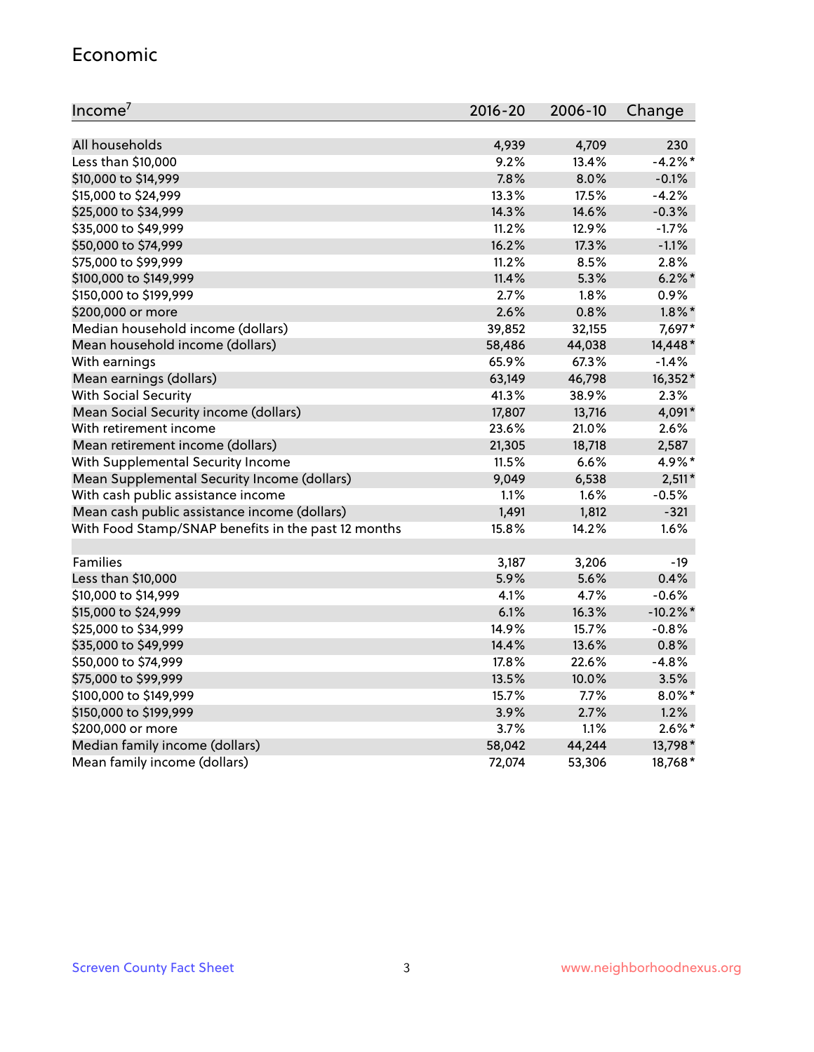## Economic

| Income[7] | 2016-20 | 2006-10 | Change |
|---|---|---|---|
| All households | 4,939 | 4,709 | 230 |
| Less than $10,000 | 9.2% | 13.4% | -4.2%* |
| $10,000 to $14,999 | 7.8% | 8.0% | -0.1% |
| $15,000 to $24,999 | 13.3% | 17.5% | -4.2% |
| $25,000 to $34,999 | 14.3% | 14.6% | -0.3% |
| $35,000 to $49,999 | 11.2% | 12.9% | -1.7% |
| $50,000 to $74,999 | 16.2% | 17.3% | -1.1% |
| $75,000 to $99,999 | 11.2% | 8.5% | 2.8% |
| $100,000 to $149,999 | 11.4% | 5.3% | 6.2%* |
| $150,000 to $199,999 | 2.7% | 1.8% | 0.9% |
| $200,000 or more | 2.6% | 0.8% | 1.8%* |
| Median household income (dollars) | 39,852 | 32,155 | 7,697* |
| Mean household income (dollars) | 58,486 | 44,038 | 14,448* |
| With earnings | 65.9% | 67.3% | -1.4% |
| Mean earnings (dollars) | 63,149 | 46,798 | 16,352* |
| With Social Security | 41.3% | 38.9% | 2.3% |
| Mean Social Security income (dollars) | 17,807 | 13,716 | 4,091* |
| With retirement income | 23.6% | 21.0% | 2.6% |
| Mean retirement income (dollars) | 21,305 | 18,718 | 2,587 |
| With Supplemental Security Income | 11.5% | 6.6% | 4.9%* |
| Mean Supplemental Security Income (dollars) | 9,049 | 6,538 | 2,511* |
| With cash public assistance income | 1.1% | 1.6% | -0.5% |
| Mean cash public assistance income (dollars) | 1,491 | 1,812 | -321 |
| With Food Stamp/SNAP benefits in the past 12 months | 15.8% | 14.2% | 1.6% |
| | | | |
| Families | 3,187 | 3,206 | -19 |
| Less than $10,000 | 5.9% | 5.6% | 0.4% |
| $10,000 to $14,999 | 4.1% | 4.7% | -0.6% |
| $15,000 to $24,999 | 6.1% | 16.3% | -10.2%* |
| $25,000 to $34,999 | 14.9% | 15.7% | -0.8% |
| $35,000 to $49,999 | 14.4% | 13.6% | 0.8% |
| $50,000 to $74,999 | 17.8% | 22.6% | -4.8% |
| $75,000 to $99,999 | 13.5% | 10.0% | 3.5% |
| $100,000 to $149,999 | 15.7% | 7.7% | 8.0%* |
| $150,000 to $199,999 | 3.9% | 2.7% | 1.2% |
| $200,000 or more | 3.7% | 1.1% | 2.6%* |
| Median family income (dollars) | 58,042 | 44,244 | 13,798* |
| Mean family income (dollars) | 72,074 | 53,306 | 18,768* |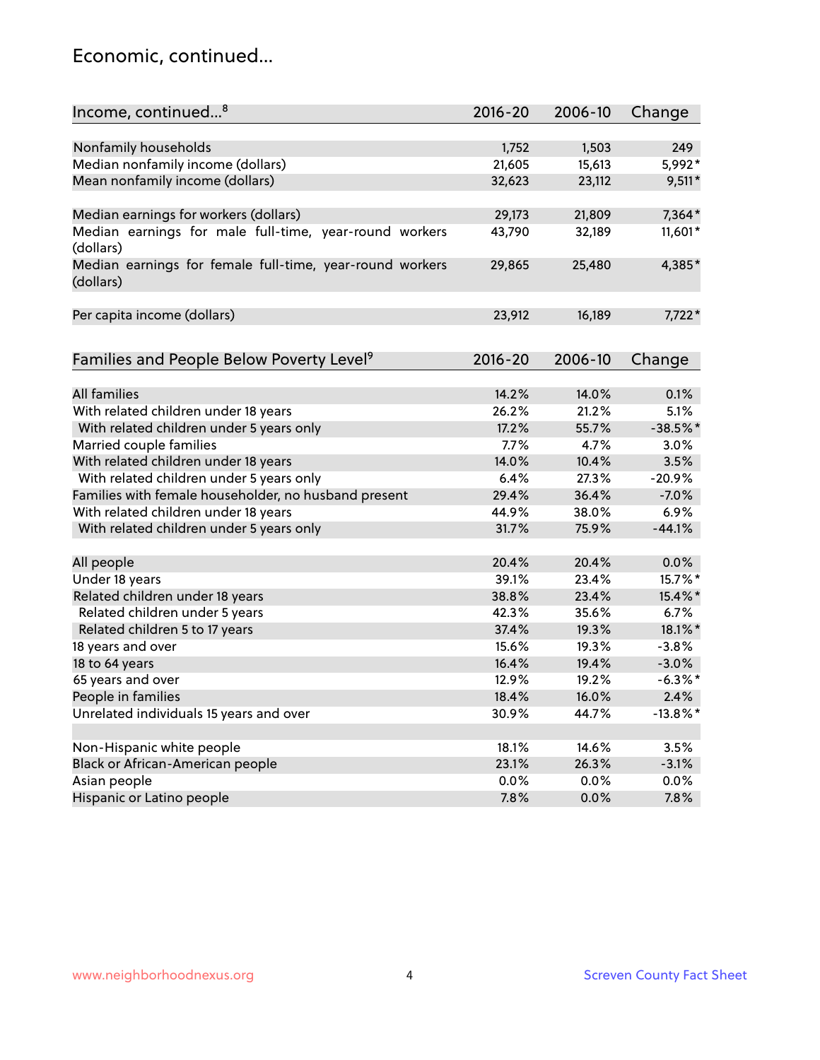## Economic, continued...

| Income, continued...[8] | 2016-20 | 2006-10 | Change |
|---|---|---|---|
| Nonfamily households | 1,752 | 1,503 | 249 |
| Median nonfamily income (dollars) | 21,605 | 15,613 | 5,992* |
| Mean nonfamily income (dollars) | 32,623 | 23,112 | 9,511* |
| Median earnings for workers (dollars) | 29,173 | 21,809 | 7,364* |
| Median earnings for male full-time, year-round workers (dollars) | 43,790 | 32,189 | 11,601* |
| Median earnings for female full-time, year-round workers (dollars) | 29,865 | 25,480 | 4,385* |
| Per capita income (dollars) | 23,912 | 16,189 | 7,722* |

| Families and People Below Poverty Level[9] | 2016-20 | 2006-10 | Change |
|---|---|---|---|
| All families | 14.2% | 14.0% | 0.1% |
| With related children under 18 years | 26.2% | 21.2% | 5.1% |
| With related children under 5 years only | 17.2% | 55.7% | -38.5%* |
| Married couple families | 7.7% | 4.7% | 3.0% |
| With related children under 18 years | 14.0% | 10.4% | 3.5% |
| With related children under 5 years only | 6.4% | 27.3% | -20.9% |
| Families with female householder, no husband present | 29.4% | 36.4% | -7.0% |
| With related children under 18 years | 44.9% | 38.0% | 6.9% |
| With related children under 5 years only | 31.7% | 75.9% | -44.1% |
| All people | 20.4% | 20.4% | 0.0% |
| Under 18 years | 39.1% | 23.4% | 15.7%* |
| Related children under 18 years | 38.8% | 23.4% | 15.4%* |
| Related children under 5 years | 42.3% | 35.6% | 6.7% |
| Related children 5 to 17 years | 37.4% | 19.3% | 18.1%* |
| 18 years and over | 15.6% | 19.3% | -3.8% |
| 18 to 64 years | 16.4% | 19.4% | -3.0% |
| 65 years and over | 12.9% | 19.2% | -6.3%* |
| People in families | 18.4% | 16.0% | 2.4% |
| Unrelated individuals 15 years and over | 30.9% | 44.7% | -13.8%* |
| Non-Hispanic white people | 18.1% | 14.6% | 3.5% |
| Black or African-American people | 23.1% | 26.3% | -3.1% |
| Asian people | 0.0% | 0.0% | 0.0% |
| Hispanic or Latino people | 7.8% | 0.0% | 7.8% |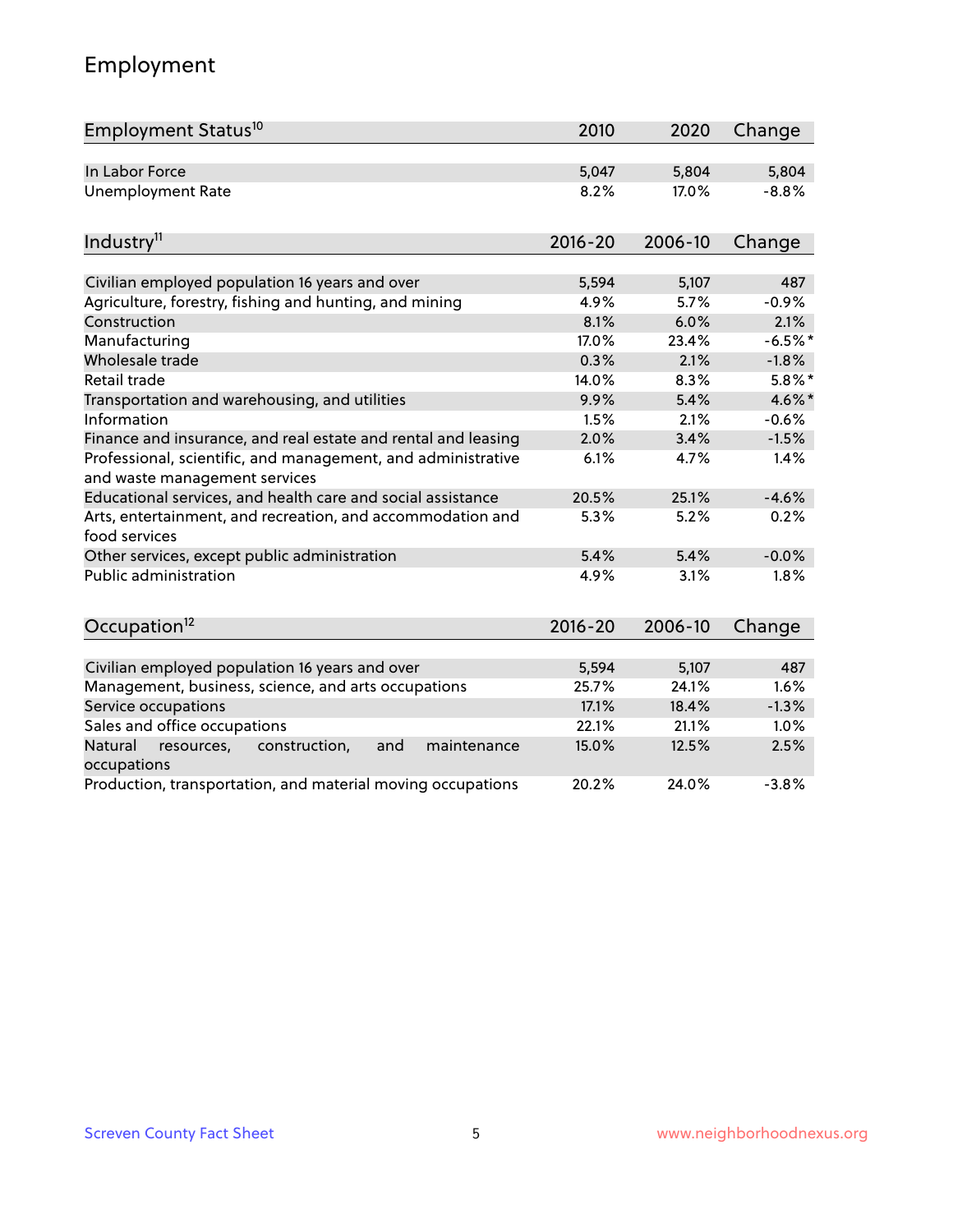## Employment

| Employment Status[10] | 2010 | 2020 | Change |
|---|---|---|---|
| In Labor Force | 5,047 | 5,804 | 5,804 |
| Unemployment Rate | 8.2% | 17.0% | -8.8% |

| Industry[11] | 2016-20 | 2006-10 | Change |
|---|---|---|---|
| Civilian employed population 16 years and over | 5,594 | 5,107 | 487 |
| Agriculture, forestry, fishing and hunting, and mining | 4.9% | 5.7% | -0.9% |
| Construction | 8.1% | 6.0% | 2.1% |
| Manufacturing | 17.0% | 23.4% | -6.5%* |
| Wholesale trade | 0.3% | 2.1% | -1.8% |
| Retail trade | 14.0% | 8.3% | 5.8%* |
| Transportation and warehousing, and utilities | 9.9% | 5.4% | 4.6%* |
| Information | 1.5% | 2.1% | -0.6% |
| Finance and insurance, and real estate and rental and leasing | 2.0% | 3.4% | -1.5% |
| Professional, scientific, and management, and administrative and waste management services | 6.1% | 4.7% | 1.4% |
| Educational services, and health care and social assistance | 20.5% | 25.1% | -4.6% |
| Arts, entertainment, and recreation, and accommodation and food services | 5.3% | 5.2% | 0.2% |
| Other services, except public administration | 5.4% | 5.4% | -0.0% |
| Public administration | 4.9% | 3.1% | 1.8% |

| Occupation[12] | 2016-20 | 2006-10 | Change |
|---|---|---|---|
| Civilian employed population 16 years and over | 5,594 | 5,107 | 487 |
| Management, business, science, and arts occupations | 25.7% | 24.1% | 1.6% |
| Service occupations | 17.1% | 18.4% | -1.3% |
| Sales and office occupations | 22.1% | 21.1% | 1.0% |
| Natural resources, construction, and maintenance occupations | 15.0% | 12.5% | 2.5% |
| Production, transportation, and material moving occupations | 20.2% | 24.0% | -3.8% |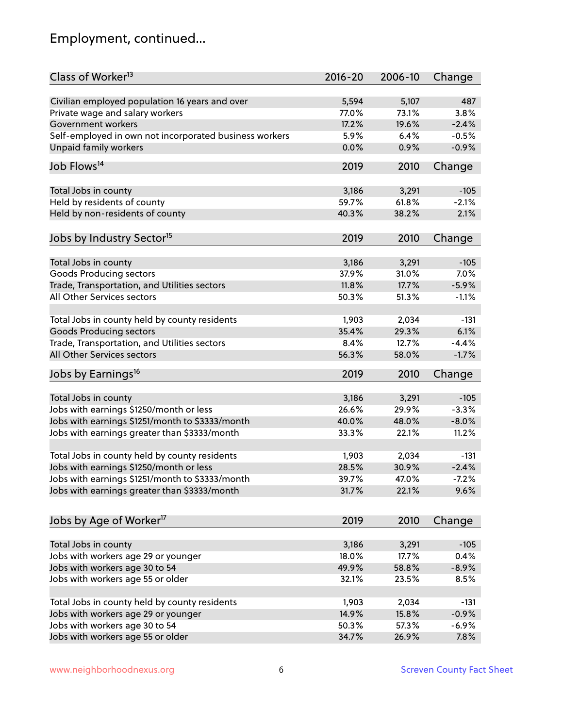## Employment, continued...

| Class of Worker[13] | 2016-20 | 2006-10 | Change |
|---|---|---|---|
| Civilian employed population 16 years and over | 5,594 | 5,107 | 487 |
| Private wage and salary workers | 77.0% | 73.1% | 3.8% |
| Government workers | 17.2% | 19.6% | -2.4% |
| Self-employed in own not incorporated business workers | 5.9% | 6.4% | -0.5% |
| Unpaid family workers | 0.0% | 0.9% | -0.9% |

| Job Flows[14] | 2019 | 2010 | Change |
|---|---|---|---|
| Total Jobs in county | 3,186 | 3,291 | -105 |
| Held by residents of county | 59.7% | 61.8% | -2.1% |
| Held by non-residents of county | 40.3% | 38.2% | 2.1% |

| Jobs by Industry Sector[15] | 2019 | 2010 | Change |
|---|---|---|---|
| Total Jobs in county | 3,186 | 3,291 | -105 |
| Goods Producing sectors | 37.9% | 31.0% | 7.0% |
| Trade, Transportation, and Utilities sectors | 11.8% | 17.7% | -5.9% |
| All Other Services sectors | 50.3% | 51.3% | -1.1% |
| | | | |
| Total Jobs in county held by county residents | 1,903 | 2,034 | -131 |
| Goods Producing sectors | 35.4% | 29.3% | 6.1% |
| Trade, Transportation, and Utilities sectors | 8.4% | 12.7% | -4.4% |
| All Other Services sectors | 56.3% | 58.0% | -1.7% |

| Jobs by Earnings[16] | 2019 | 2010 | Change |
|---|---|---|---|
| Total Jobs in county | 3,186 | 3,291 | -105 |
| Jobs with earnings $1250/month or less | 26.6% | 29.9% | -3.3% |
| Jobs with earnings $1251/month to $3333/month | 40.0% | 48.0% | -8.0% |
| Jobs with earnings greater than $3333/month | 33.3% | 22.1% | 11.2% |
| | | | |
| Total Jobs in county held by county residents | 1,903 | 2,034 | -131 |
| Jobs with earnings $1250/month or less | 28.5% | 30.9% | -2.4% |
| Jobs with earnings $1251/month to $3333/month | 39.7% | 47.0% | -7.2% |
| Jobs with earnings greater than $3333/month | 31.7% | 22.1% | 9.6% |

| Jobs by Age of Worker[17] | 2019 | 2010 | Change |
|---|---|---|---|
| Total Jobs in county | 3,186 | 3,291 | -105 |
| Jobs with workers age 29 or younger | 18.0% | 17.7% | 0.4% |
| Jobs with workers age 30 to 54 | 49.9% | 58.8% | -8.9% |
| Jobs with workers age 55 or older | 32.1% | 23.5% | 8.5% |
| | | | |
| Total Jobs in county held by county residents | 1,903 | 2,034 | -131 |
| Jobs with workers age 29 or younger | 14.9% | 15.8% | -0.9% |
| Jobs with workers age 30 to 54 | 50.3% | 57.3% | -6.9% |
| Jobs with workers age 55 or older | 34.7% | 26.9% | 7.8% |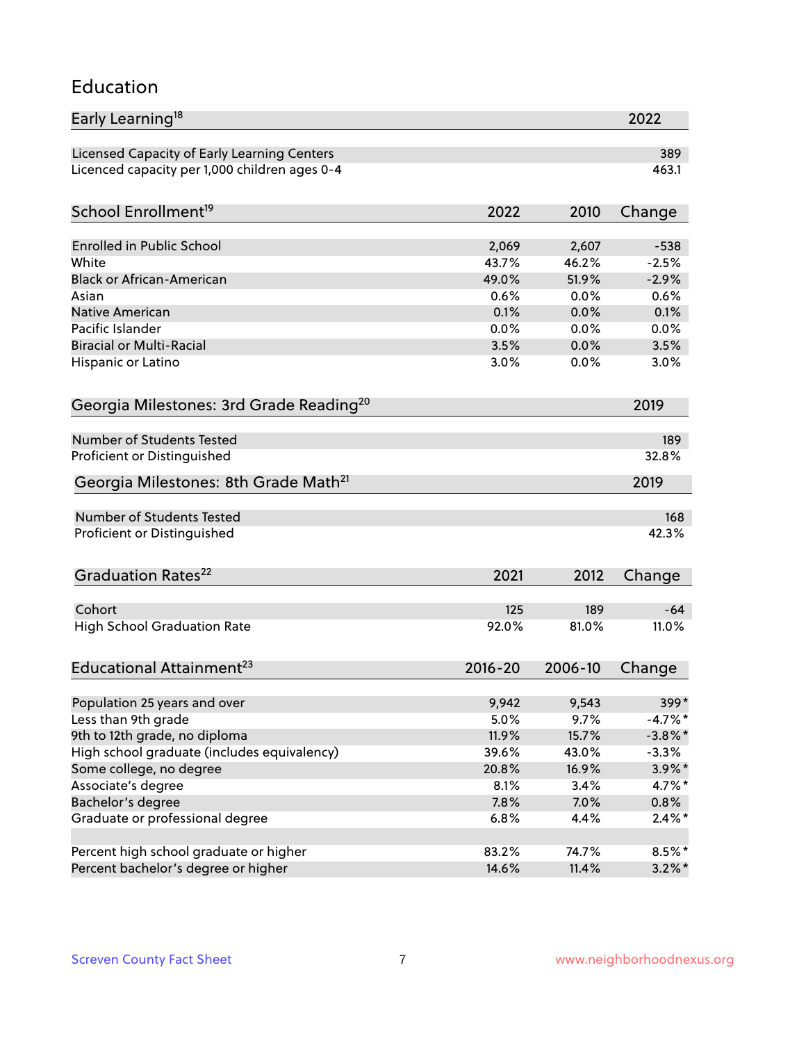## Education

| Early Learning[18] | 2022 |
|---|---|
| Licensed Capacity of Early Learning Centers | 389 |
| Licenced capacity per 1,000 children ages 0-4 | 463.1 |

| School Enrollment[19] | 2022 | 2010 | Change |
|---|---|---|---|
| Enrolled in Public School | 2,069 | 2,607 | -538 |
| White | 43.7% | 46.2% | -2.5% |
| Black or African-American | 49.0% | 51.9% | -2.9% |
| Asian | 0.6% | 0.0% | 0.6% |
| Native American | 0.1% | 0.0% | 0.1% |
| Pacific Islander | 0.0% | 0.0% | 0.0% |
| Biracial or Multi-Racial | 3.5% | 0.0% | 3.5% |
| Hispanic or Latino | 3.0% | 0.0% | 3.0% |

| Georgia Milestones: 3rd Grade Reading[20] | 2019 |
|---|---|
| Number of Students Tested | 189 |
| Proficient or Distinguished | 32.8% |

| Georgia Milestones: 8th Grade Math[21] | 2019 |
|---|---|
| Number of Students Tested | 168 |
| Proficient or Distinguished | 42.3% |

| Graduation Rates[22] | 2021 | 2012 | Change |
|---|---|---|---|
| Cohort | 125 | 189 | -64 |
| High School Graduation Rate | 92.0% | 81.0% | 11.0% |

| Educational Attainment[23] | 2016-20 | 2006-10 | Change |
|---|---|---|---|
| Population 25 years and over | 9,942 | 9,543 | 399* |
| Less than 9th grade | 5.0% | 9.7% | -4.7%* |
| 9th to 12th grade, no diploma | 11.9% | 15.7% | -3.8%* |
| High school graduate (includes equivalency) | 39.6% | 43.0% | -3.3% |
| Some college, no degree | 20.8% | 16.9% | 3.9%* |
| Associate's degree | 8.1% | 3.4% | 4.7%* |
| Bachelor's degree | 7.8% | 7.0% | 0.8% |
| Graduate or professional degree | 6.8% | 4.4% | 2.4%* |
| | | | |
| Percent high school graduate or higher | 83.2% | 74.7% | 8.5%* |
| Percent bachelor's degree or higher | 14.6% | 11.4% | 3.2%* |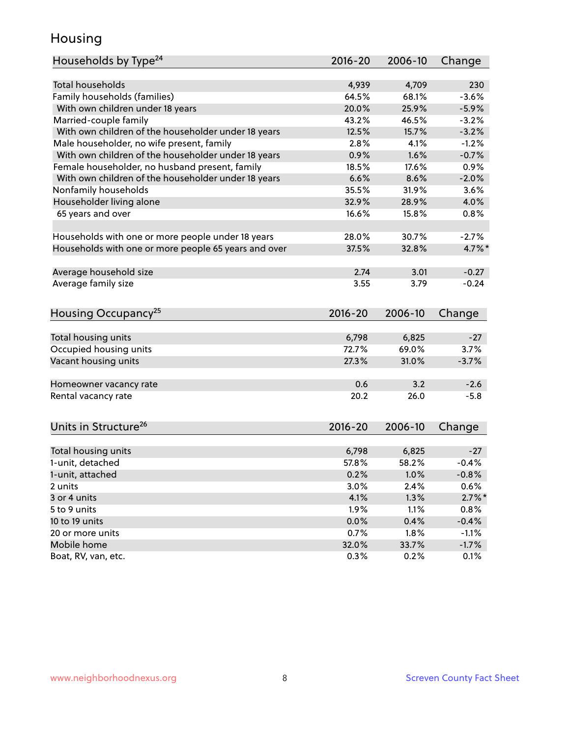# Housing

| Households by Type[24] | 2016-20 | 2006-10 | Change |
|---|---|---|---|
| Total households | 4,939 | 4,709 | 230 |
| Family households (families) | 64.5% | 68.1% | -3.6% |
| With own children under 18 years | 20.0% | 25.9% | -5.9% |
| Married-couple family | 43.2% | 46.5% | -3.2% |
| With own children of the householder under 18 years | 12.5% | 15.7% | -3.2% |
| Male householder, no wife present, family | 2.8% | 4.1% | -1.2% |
| With own children of the householder under 18 years | 0.9% | 1.6% | -0.7% |
| Female householder, no husband present, family | 18.5% | 17.6% | 0.9% |
| With own children of the householder under 18 years | 6.6% | 8.6% | -2.0% |
| Nonfamily households | 35.5% | 31.9% | 3.6% |
| Householder living alone | 32.9% | 28.9% | 4.0% |
| 65 years and over | 16.6% | 15.8% | 0.8% |
| | | | |
| Households with one or more people under 18 years | 28.0% | 30.7% | -2.7% |
| Households with one or more people 65 years and over | 37.5% | 32.8% | 4.7%* |
| | | | |
| Average household size | 2.74 | 3.01 | -0.27 |
| Average family size | 3.55 | 3.79 | -0.24 |

| Housing Occupancy[25] | 2016-20 | 2006-10 | Change |
|---|---|---|---|
| Total housing units | 6,798 | 6,825 | -27 |
| Occupied housing units | 72.7% | 69.0% | 3.7% |
| Vacant housing units | 27.3% | 31.0% | -3.7% |
| | | | |
| Homeowner vacancy rate | 0.6 | 3.2 | -2.6 |
| Rental vacancy rate | 20.2 | 26.0 | -5.8 |

| Units in Structure[26] | 2016-20 | 2006-10 | Change |
|---|---|---|---|
| Total housing units | 6,798 | 6,825 | -27 |
| 1-unit, detached | 57.8% | 58.2% | -0.4% |
| 1-unit, attached | 0.2% | 1.0% | -0.8% |
| 2 units | 3.0% | 2.4% | 0.6% |
| 3 or 4 units | 4.1% | 1.3% | 2.7%* |
| 5 to 9 units | 1.9% | 1.1% | 0.8% |
| 10 to 19 units | 0.0% | 0.4% | -0.4% |
| 20 or more units | 0.7% | 1.8% | -1.1% |
| Mobile home | 32.0% | 33.7% | -1.7% |
| Boat, RV, van, etc. | 0.3% | 0.2% | 0.1% |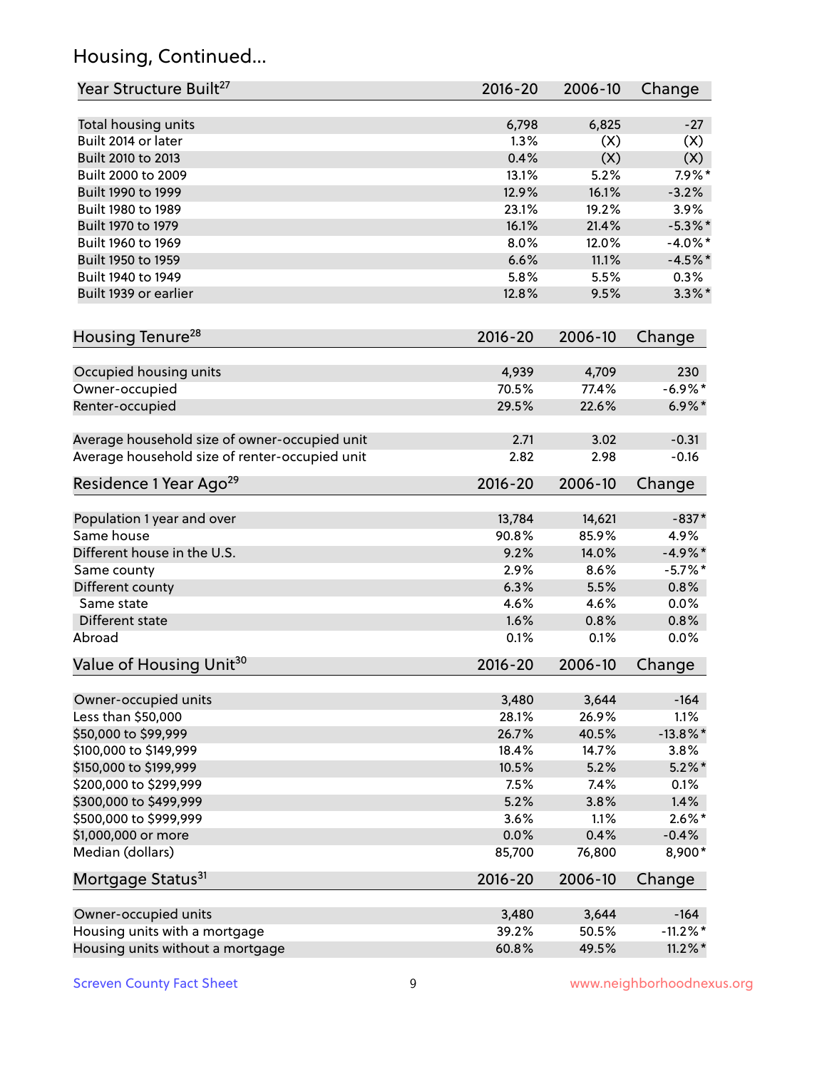## Housing, Continued...

| Year Structure Built[27] | 2016-20 | 2006-10 | Change |
|---|---|---|---|
| Total housing units | 6,798 | 6,825 | -27 |
| Built 2014 or later | 1.3% | (X) | (X) |
| Built 2010 to 2013 | 0.4% | (X) | (X) |
| Built 2000 to 2009 | 13.1% | 5.2% | 7.9%* |
| Built 1990 to 1999 | 12.9% | 16.1% | -3.2% |
| Built 1980 to 1989 | 23.1% | 19.2% | 3.9% |
| Built 1970 to 1979 | 16.1% | 21.4% | -5.3%* |
| Built 1960 to 1969 | 8.0% | 12.0% | -4.0%* |
| Built 1950 to 1959 | 6.6% | 11.1% | -4.5%* |
| Built 1940 to 1949 | 5.8% | 5.5% | 0.3% |
| Built 1939 or earlier | 12.8% | 9.5% | 3.3%* |

| Housing Tenure[28] | 2016-20 | 2006-10 | Change |
|---|---|---|---|
| Occupied housing units | 4,939 | 4,709 | 230 |
| Owner-occupied | 70.5% | 77.4% | -6.9%* |
| Renter-occupied | 29.5% | 22.6% | 6.9%* |
| Average household size of owner-occupied unit | 2.71 | 3.02 | -0.31 |
| Average household size of renter-occupied unit | 2.82 | 2.98 | -0.16 |

| Residence 1 Year Ago[29] | 2016-20 | 2006-10 | Change |
|---|---|---|---|
| Population 1 year and over | 13,784 | 14,621 | -837* |
| Same house | 90.8% | 85.9% | 4.9% |
| Different house in the U.S. | 9.2% | 14.0% | -4.9%* |
| Same county | 2.9% | 8.6% | -5.7%* |
| Different county | 6.3% | 5.5% | 0.8% |
| Same state | 4.6% | 4.6% | 0.0% |
| Different state | 1.6% | 0.8% | 0.8% |
| Abroad | 0.1% | 0.1% | 0.0% |

| Value of Housing Unit[30] | 2016-20 | 2006-10 | Change |
|---|---|---|---|
| Owner-occupied units | 3,480 | 3,644 | -164 |
| Less than $50,000 | 28.1% | 26.9% | 1.1% |
| $50,000 to $99,999 | 26.7% | 40.5% | -13.8%* |
| $100,000 to $149,999 | 18.4% | 14.7% | 3.8% |
| $150,000 to $199,999 | 10.5% | 5.2% | 5.2%* |
| $200,000 to $299,999 | 7.5% | 7.4% | 0.1% |
| $300,000 to $499,999 | 5.2% | 3.8% | 1.4% |
| $500,000 to $999,999 | 3.6% | 1.1% | 2.6%* |
| $1,000,000 or more | 0.0% | 0.4% | -0.4% |
| Median (dollars) | 85,700 | 76,800 | 8,900* |

| Mortgage Status[31] | 2016-20 | 2006-10 | Change |
|---|---|---|---|
| Owner-occupied units | 3,480 | 3,644 | -164 |
| Housing units with a mortgage | 39.2% | 50.5% | -11.2%* |
| Housing units without a mortgage | 60.8% | 49.5% | 11.2%* |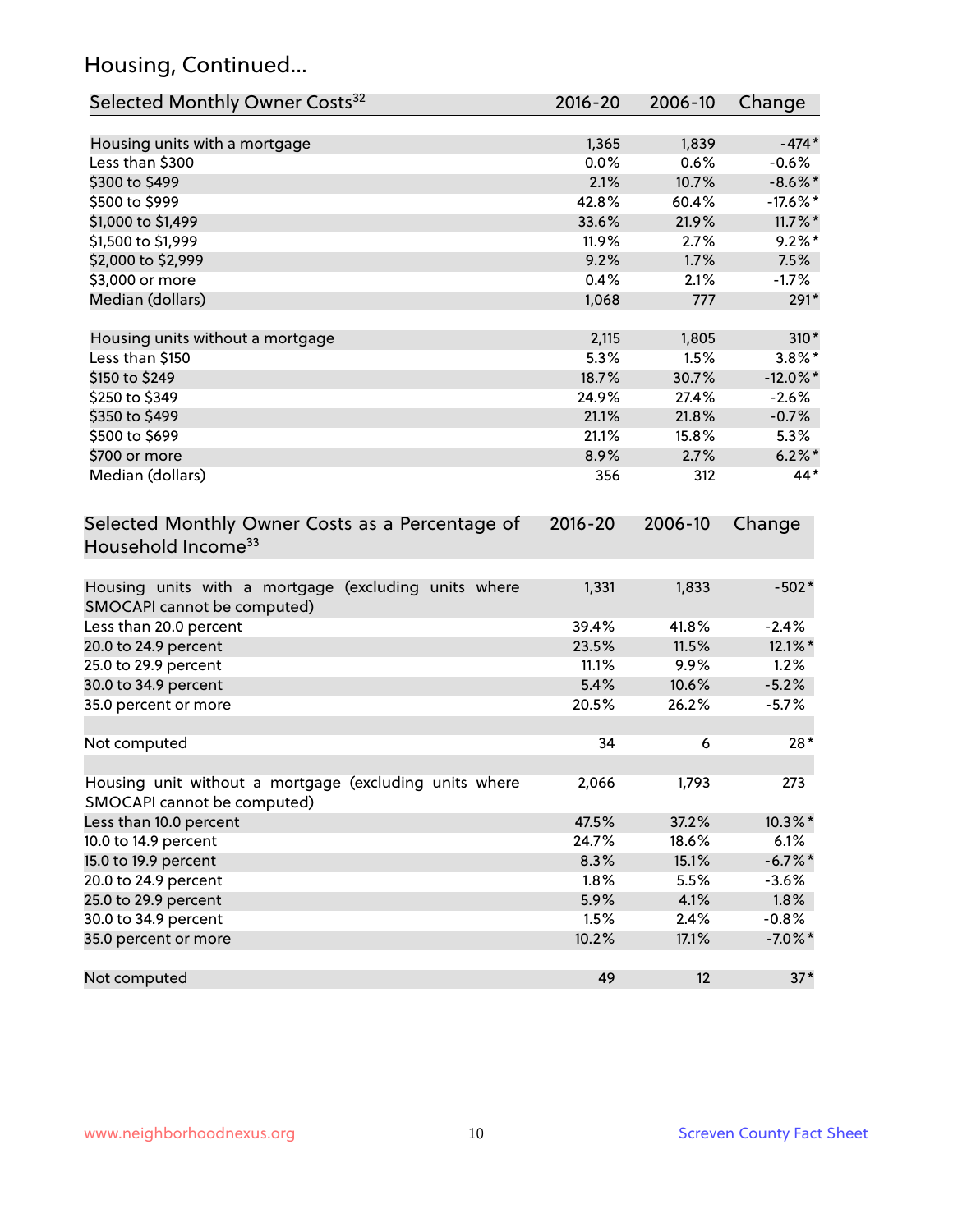## Housing, Continued...

| Selected Monthly Owner Costs[32] | 2016-20 | 2006-10 | Change |
|---|---|---|---|
| Housing units with a mortgage | 1,365 | 1,839 | -474* |
| Less than $300 | 0.0% | 0.6% | -0.6% |
| $300 to $499 | 2.1% | 10.7% | -8.6%* |
| $500 to $999 | 42.8% | 60.4% | -17.6%* |
| $1,000 to $1,499 | 33.6% | 21.9% | 11.7%* |
| $1,500 to $1,999 | 11.9% | 2.7% | 9.2%* |
| $2,000 to $2,999 | 9.2% | 1.7% | 7.5% |
| $3,000 or more | 0.4% | 2.1% | -1.7% |
| Median (dollars) | 1,068 | 777 | 291* |
| | | | |
| Housing units without a mortgage | 2,115 | 1,805 | 310* |
| Less than $150 | 5.3% | 1.5% | 3.8%* |
| $150 to $249 | 18.7% | 30.7% | -12.0%* |
| $250 to $349 | 24.9% | 27.4% | -2.6% |
| $350 to $499 | 21.1% | 21.8% | -0.7% |
| $500 to $699 | 21.1% | 15.8% | 5.3% |
| $700 or more | 8.9% | 2.7% | 6.2%* |
| Median (dollars) | 356 | 312 | 44* |

| Selected Monthly Owner Costs as a Percentage of Household Income[33] | 2016-20 | 2006-10 | Change |
|---|---|---|---|
| Housing units with a mortgage (excluding units where SMOCAPI cannot be computed) | 1,331 | 1,833 | -502* |
| Less than 20.0 percent | 39.4% | 41.8% | -2.4% |
| 20.0 to 24.9 percent | 23.5% | 11.5% | 12.1%* |
| 25.0 to 29.9 percent | 11.1% | 9.9% | 1.2% |
| 30.0 to 34.9 percent | 5.4% | 10.6% | -5.2% |
| 35.0 percent or more | 20.5% | 26.2% | -5.7% |
| | | | |
| Not computed | 34 | 6 | 28* |
| | | | |
| Housing unit without a mortgage (excluding units where SMOCAPI cannot be computed) | 2,066 | 1,793 | 273 |
| Less than 10.0 percent | 47.5% | 37.2% | 10.3%* |
| 10.0 to 14.9 percent | 24.7% | 18.6% | 6.1% |
| 15.0 to 19.9 percent | 8.3% | 15.1% | -6.7%* |
| 20.0 to 24.9 percent | 1.8% | 5.5% | -3.6% |
| 25.0 to 29.9 percent | 5.9% | 4.1% | 1.8% |
| 30.0 to 34.9 percent | 1.5% | 2.4% | -0.8% |
| 35.0 percent or more | 10.2% | 17.1% | -7.0%* |
| | | | |
| Not computed | 49 | 12 | 37* |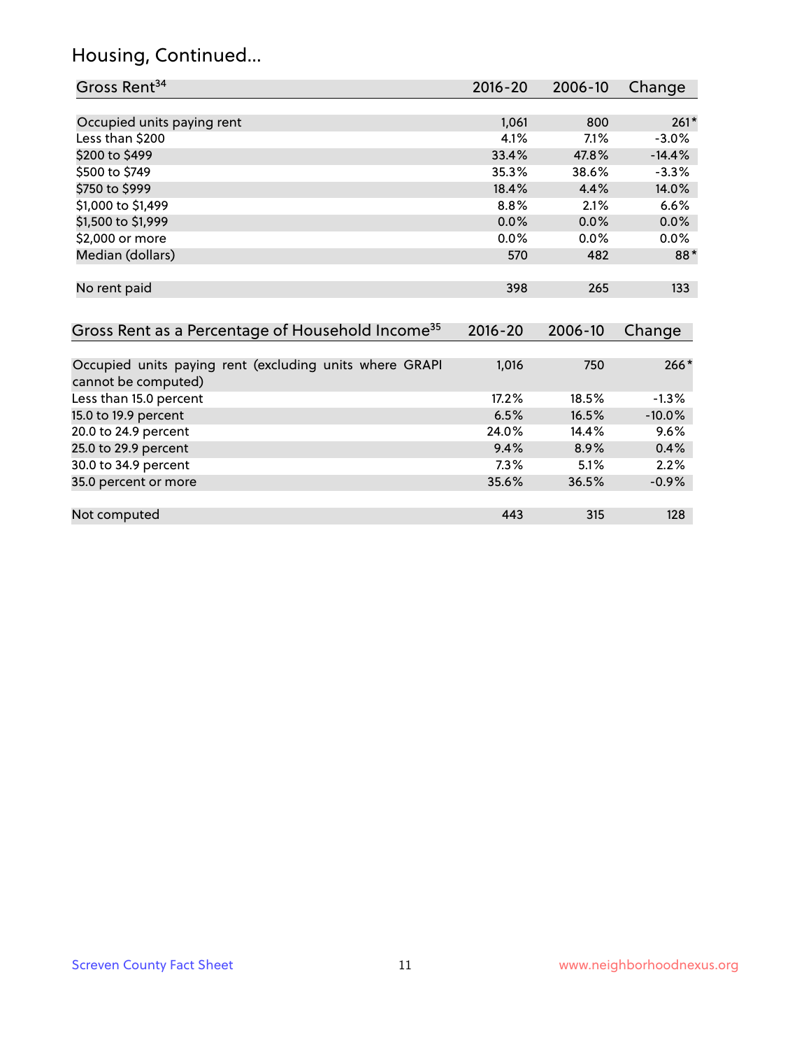## Housing, Continued...

| Gross Rent[34] | 2016-20 | 2006-10 | Change |
|---|---|---|---|
| Occupied units paying rent | 1,061 | 800 | 261* |
| Less than $200 | 4.1% | 7.1% | -3.0% |
| $200 to $499 | 33.4% | 47.8% | -14.4% |
| $500 to $749 | 35.3% | 38.6% | -3.3% |
| $750 to $999 | 18.4% | 4.4% | 14.0% |
| $1,000 to $1,499 | 8.8% | 2.1% | 6.6% |
| $1,500 to $1,999 | 0.0% | 0.0% | 0.0% |
| $2,000 or more | 0.0% | 0.0% | 0.0% |
| Median (dollars) | 570 | 482 | 88* |
| No rent paid | 398 | 265 | 133 |

| Gross Rent as a Percentage of Household Income[35] | 2016-20 | 2006-10 | Change |
|---|---|---|---|
| Occupied units paying rent (excluding units where GRAPI cannot be computed) | 1,016 | 750 | 266* |
| Less than 15.0 percent | 17.2% | 18.5% | -1.3% |
| 15.0 to 19.9 percent | 6.5% | 16.5% | -10.0% |
| 20.0 to 24.9 percent | 24.0% | 14.4% | 9.6% |
| 25.0 to 29.9 percent | 9.4% | 8.9% | 0.4% |
| 30.0 to 34.9 percent | 7.3% | 5.1% | 2.2% |
| 35.0 percent or more | 35.6% | 36.5% | -0.9% |
| Not computed | 443 | 315 | 128 |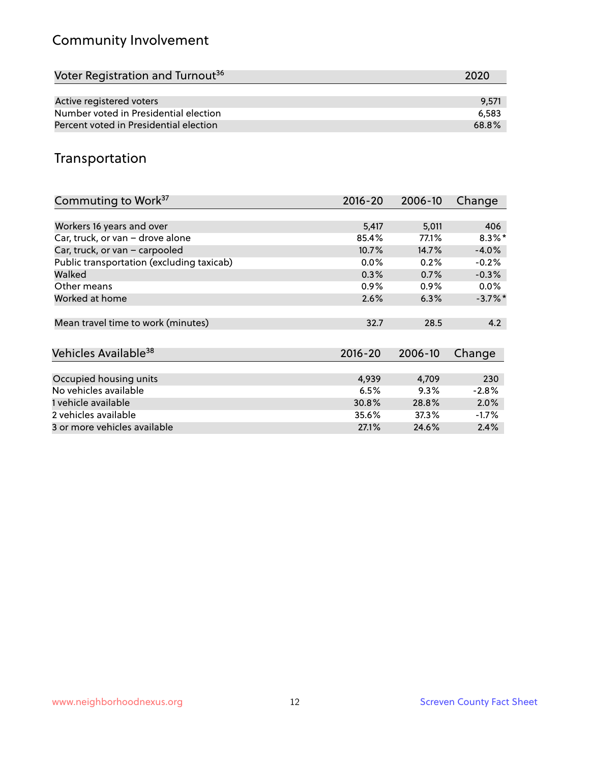## Community Involvement

| Voter Registration and Turnout[36] | 2020 |
|---|---|
| Active registered voters | 9,571 |
| Number voted in Presidential election | 6,583 |
| Percent voted in Presidential election | 68.8% |

## Transportation

| Commuting to Work[37] | 2016-20 | 2006-10 | Change |
|---|---|---|---|
| Workers 16 years and over | 5,417 | 5,011 | 406 |
| Car, truck, or van – drove alone | 85.4% | 77.1% | 8.3%* |
| Car, truck, or van – carpooled | 10.7% | 14.7% | -4.0% |
| Public transportation (excluding taxicab) | 0.0% | 0.2% | -0.2% |
| Walked | 0.3% | 0.7% | -0.3% |
| Other means | 0.9% | 0.9% | 0.0% |
| Worked at home | 2.6% | 6.3% | -3.7%* |
| Mean travel time to work (minutes) | 32.7 | 28.5 | 4.2 |

| Vehicles Available[38] | 2016-20 | 2006-10 | Change |
|---|---|---|---|
| Occupied housing units | 4,939 | 4,709 | 230 |
| No vehicles available | 6.5% | 9.3% | -2.8% |
| 1 vehicle available | 30.8% | 28.8% | 2.0% |
| 2 vehicles available | 35.6% | 37.3% | -1.7% |
| 3 or more vehicles available | 27.1% | 24.6% | 2.4% |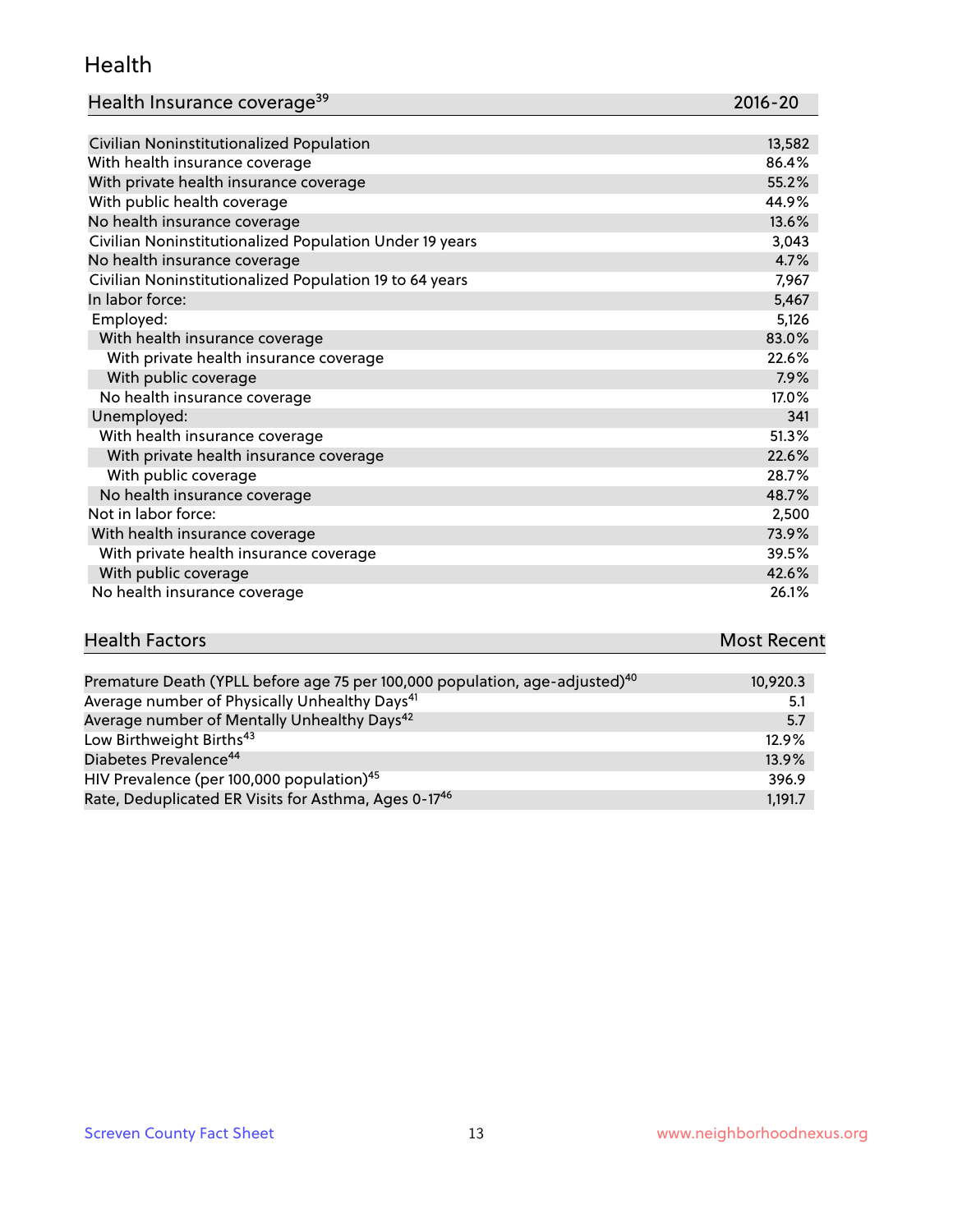## Health

| Health Insurance coverage[39] | 2016-20 |
|---|---|
| Civilian Noninstitutionalized Population | 13,582 |
| With health insurance coverage | 86.4% |
| With private health insurance coverage | 55.2% |
| With public health coverage | 44.9% |
| No health insurance coverage | 13.6% |
| Civilian Noninstitutionalized Population Under 19 years | 3,043 |
| No health insurance coverage | 4.7% |
| Civilian Noninstitutionalized Population 19 to 64 years | 7,967 |
| In labor force: | 5,467 |
| Employed: | 5,126 |
| With health insurance coverage | 83.0% |
| With private health insurance coverage | 22.6% |
| With public coverage | 7.9% |
| No health insurance coverage | 17.0% |
| Unemployed: | 341 |
| With health insurance coverage | 51.3% |
| With private health insurance coverage | 22.6% |
| With public coverage | 28.7% |
| No health insurance coverage | 48.7% |
| Not in labor force: | 2,500 |
| With health insurance coverage | 73.9% |
| With private health insurance coverage | 39.5% |
| With public coverage | 42.6% |
| No health insurance coverage | 26.1% |

| Health Factors | Most Recent |
|---|---|
| Premature Death (YPLL before age 75 per 100,000 population, age-adjusted)[40] | 10,920.3 |
| Average number of Physically Unhealthy Days[41] | 5.1 |
| Average number of Mentally Unhealthy Days[42] | 5.7 |
| Low Birthweight Births[43] | 12.9% |
| Diabetes Prevalence[44] | 13.9% |
| HIV Prevalence (per 100,000 population)[45] | 396.9 |
| Rate, Deduplicated ER Visits for Asthma, Ages 0-17[46] | 1,191.7 |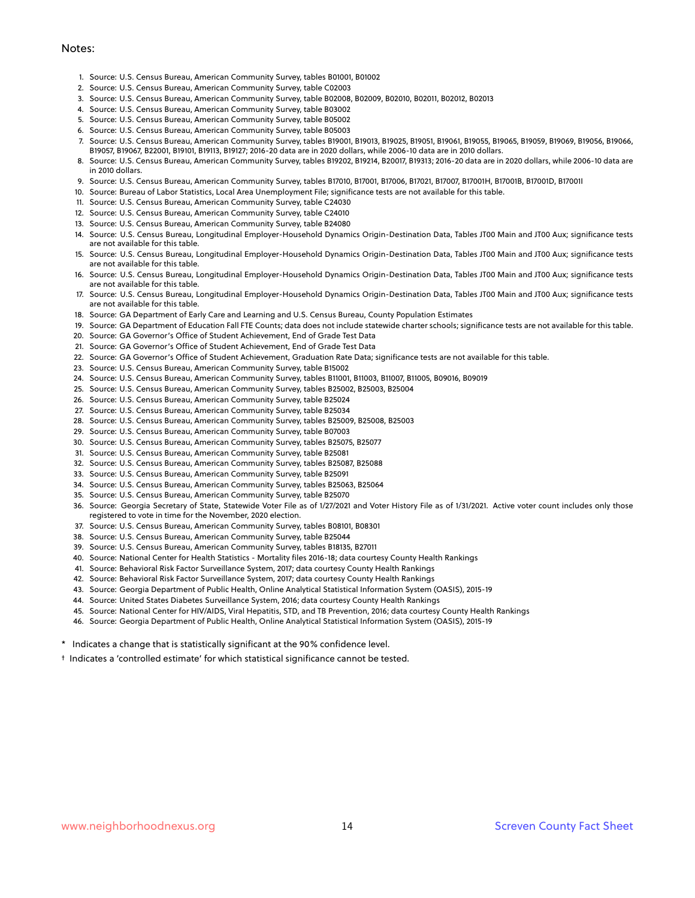Notes:

1. Source: U.S. Census Bureau, American Community Survey, tables B01001, B01002
2. Source: U.S. Census Bureau, American Community Survey, table C02003
3. Source: U.S. Census Bureau, American Community Survey, table B02008, B02009, B02010, B02011, B02012, B02013
4. Source: U.S. Census Bureau, American Community Survey, table B03002
5. Source: U.S. Census Bureau, American Community Survey, table B05002
6. Source: U.S. Census Bureau, American Community Survey, table B05003
7. Source: U.S. Census Bureau, American Community Survey, tables B19001, B19013, B19025, B19051, B19061, B19055, B19065, B19059, B19069, B19056, B19066, B19057, B19067, B22001, B19101, B19113, B19127; 2016-20 data are in 2020 dollars, while 2006-10 data are in 2010 dollars.
8. Source: U.S. Census Bureau, American Community Survey, tables B19202, B19214, B20017, B19313; 2016-20 data are in 2020 dollars, while 2006-10 data are in 2010 dollars.
9. Source: U.S. Census Bureau, American Community Survey, tables B17010, B17001, B17006, B17021, B17007, B17001H, B17001B, B17001D, B17001I
10. Source: Bureau of Labor Statistics, Local Area Unemployment File; significance tests are not available for this table.
11. Source: U.S. Census Bureau, American Community Survey, table C24030
12. Source: U.S. Census Bureau, American Community Survey, table C24010
13. Source: U.S. Census Bureau, American Community Survey, table B24080
14. Source: U.S. Census Bureau, Longitudinal Employer-Household Dynamics Origin-Destination Data, Tables JT00 Main and JT00 Aux; significance tests are not available for this table.
15. Source: U.S. Census Bureau, Longitudinal Employer-Household Dynamics Origin-Destination Data, Tables JT00 Main and JT00 Aux; significance tests are not available for this table.
16. Source: U.S. Census Bureau, Longitudinal Employer-Household Dynamics Origin-Destination Data, Tables JT00 Main and JT00 Aux; significance tests are not available for this table.
17. Source: U.S. Census Bureau, Longitudinal Employer-Household Dynamics Origin-Destination Data, Tables JT00 Main and JT00 Aux; significance tests are not available for this table.
18. Source: GA Department of Early Care and Learning and U.S. Census Bureau, County Population Estimates
19. Source: GA Department of Education Fall FTE Counts; data does not include statewide charter schools; significance tests are not available for this table.
20. Source: GA Governor's Office of Student Achievement, End of Grade Test Data
21. Source: GA Governor's Office of Student Achievement, End of Grade Test Data
22. Source: GA Governor's Office of Student Achievement, Graduation Rate Data; significance tests are not available for this table.
23. Source: U.S. Census Bureau, American Community Survey, table B15002
24. Source: U.S. Census Bureau, American Community Survey, tables B11001, B11003, B11007, B11005, B09016, B09019
25. Source: U.S. Census Bureau, American Community Survey, tables B25002, B25003, B25004
26. Source: U.S. Census Bureau, American Community Survey, table B25024
27. Source: U.S. Census Bureau, American Community Survey, table B25034
28. Source: U.S. Census Bureau, American Community Survey, tables B25009, B25008, B25003
29. Source: U.S. Census Bureau, American Community Survey, table B07003
30. Source: U.S. Census Bureau, American Community Survey, tables B25075, B25077
31. Source: U.S. Census Bureau, American Community Survey, table B25081
32. Source: U.S. Census Bureau, American Community Survey, tables B25087, B25088
33. Source: U.S. Census Bureau, American Community Survey, table B25091
34. Source: U.S. Census Bureau, American Community Survey, tables B25063, B25064
35. Source: U.S. Census Bureau, American Community Survey, table B25070
36. Source: Georgia Secretary of State, Statewide Voter File as of 1/27/2021 and Voter History File as of 1/31/2021. Active voter count includes only those registered to vote in time for the November, 2020 election.
37. Source: U.S. Census Bureau, American Community Survey, tables B08101, B08301
38. Source: U.S. Census Bureau, American Community Survey, table B25044
39. Source: U.S. Census Bureau, American Community Survey, tables B18135, B27011
40. Source: National Center for Health Statistics - Mortality files 2016-18; data courtesy County Health Rankings
41. Source: Behavioral Risk Factor Surveillance System, 2017; data courtesy County Health Rankings
42. Source: Behavioral Risk Factor Surveillance System, 2017; data courtesy County Health Rankings
43. Source: Georgia Department of Public Health, Online Analytical Statistical Information System (OASIS), 2015-19
44. Source: United States Diabetes Surveillance System, 2016; data courtesy County Health Rankings
45. Source: National Center for HIV/AIDS, Viral Hepatitis, STD, and TB Prevention, 2016; data courtesy County Health Rankings
46. Source: Georgia Department of Public Health, Online Analytical Statistical Information System (OASIS), 2015-19

\* Indicates a change that is statistically significant at the 90% confidence level.

† Indicates a 'controlled estimate' for which statistical significance cannot be tested.